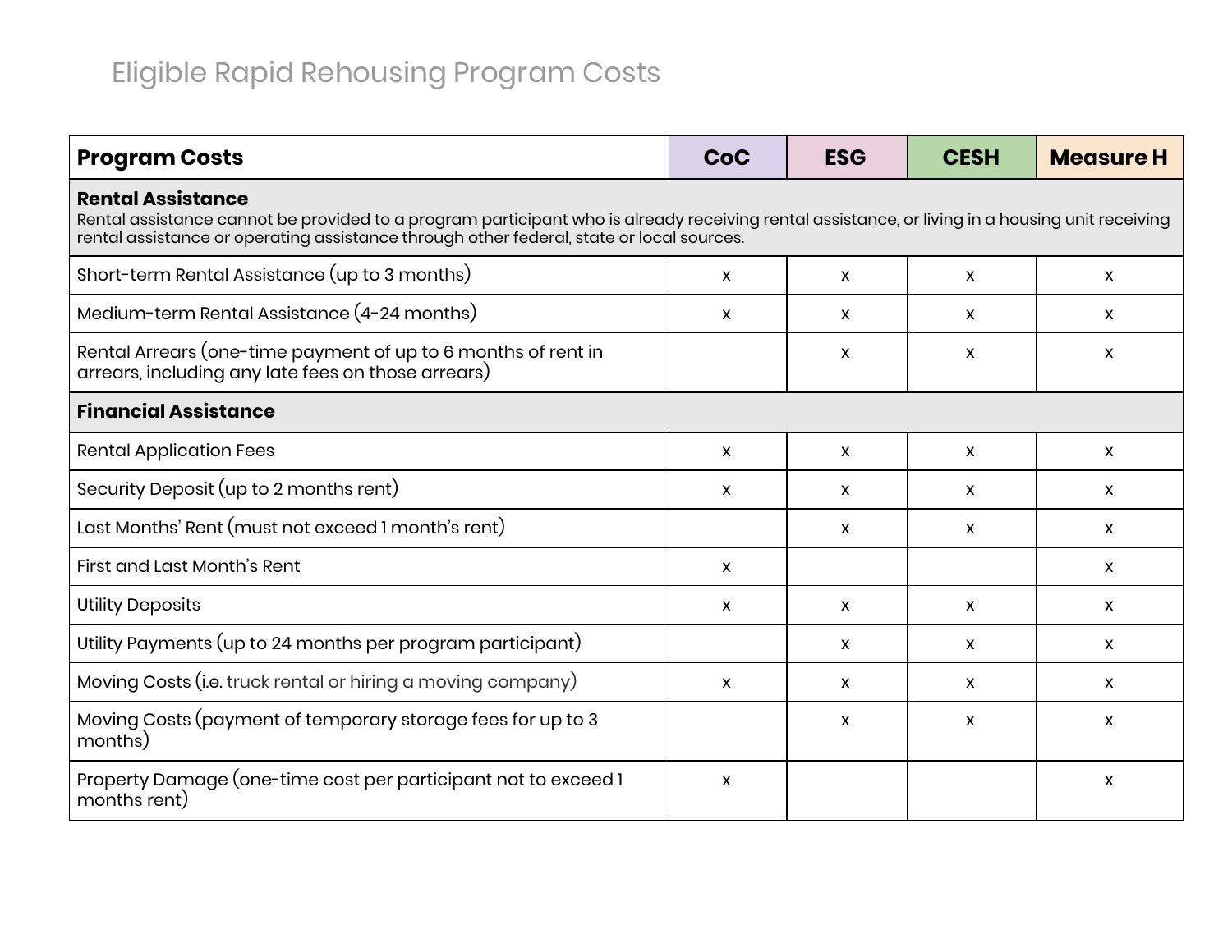# Eligible Rapid Rehousing Program Costs

| Program Costs | CoC | ESG | CESH | Measure H |
|---|---|---|---|---|
| **Rental Assistance**<br>Rental assistance cannot be provided to a program participant who is already receiving rental assistance, or living in a housing unit receiving rental assistance or operating assistance through other federal, state or local sources. | | | | |
| Short-term Rental Assistance (up to 3 months) | x | x | x | x |
| Medium-term Rental Assistance (4-24 months) | x | x | x | x |
| Rental Arrears (one-time payment of up to 6 months of rent in arrears, including any late fees on those arrears) | | x | x | x |
| **Financial Assistance** | | | | |
| Rental Application Fees | x | x | x | x |
| Security Deposit (up to 2 months rent) | x | x | x | x |
| Last Months' Rent (must not exceed 1 month's rent) | | x | x | x |
| First and Last Month's Rent | x | | | x |
| Utility Deposits | x | x | x | x |
| Utility Payments (up to 24 months per program participant) | | x | x | x |
| Moving Costs (i.e. truck rental or hiring a moving company) | x | x | x | x |
| Moving Costs (payment of temporary storage fees for up to 3 months) | | x | x | x |
| Property Damage (one-time cost per participant not to exceed 1 months rent) | x | | | x |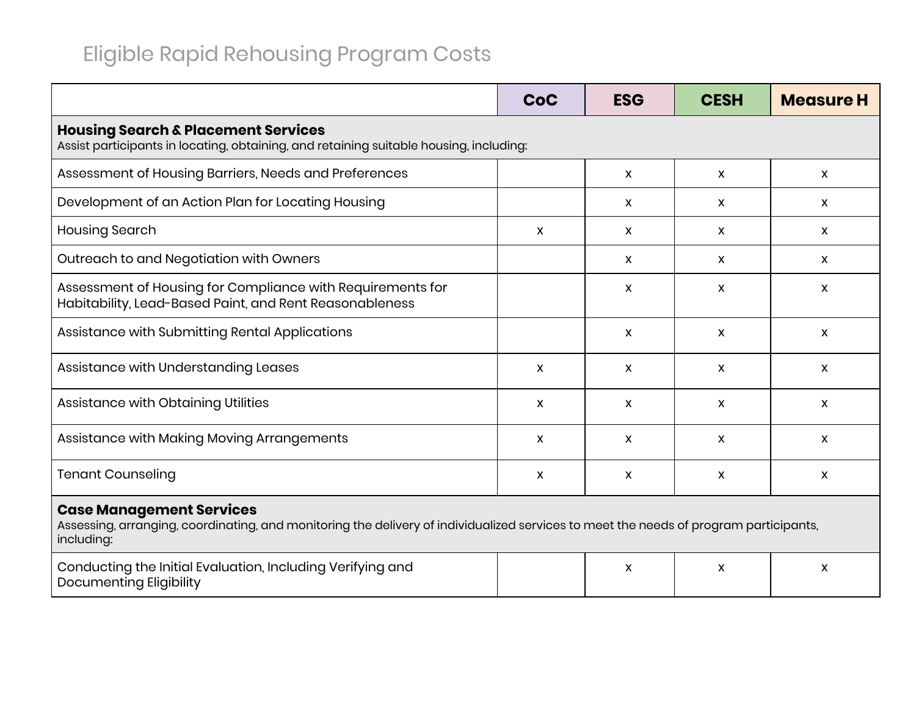# Eligible Rapid Rehousing Program Costs

| | CoC | ESG | CESH | Measure H |
|---|---|---|---|---|
| **Housing Search & Placement Services**<br>Assist participants in locating, obtaining, and retaining suitable housing, including: | | | | |
| Assessment of Housing Barriers, Needs and Preferences | | x | x | x |
| Development of an Action Plan for Locating Housing | | x | x | x |
| Housing Search | x | x | x | x |
| Outreach to and Negotiation with Owners | | x | x | x |
| Assessment of Housing for Compliance with Requirements for Habitability, Lead-Based Paint, and Rent Reasonableness | | x | x | x |
| Assistance with Submitting Rental Applications | | x | x | x |
| Assistance with Understanding Leases | x | x | x | x |
| Assistance with Obtaining Utilities | x | x | x | x |
| Assistance with Making Moving Arrangements | x | x | x | x |
| Tenant Counseling | x | x | x | x |
| **Case Management Services**<br>Assessing, arranging, coordinating, and monitoring the delivery of individualized services to meet the needs of program participants, including: | | | | |
| Conducting the Initial Evaluation, Including Verifying and Documenting Eligibility | | x | x | x |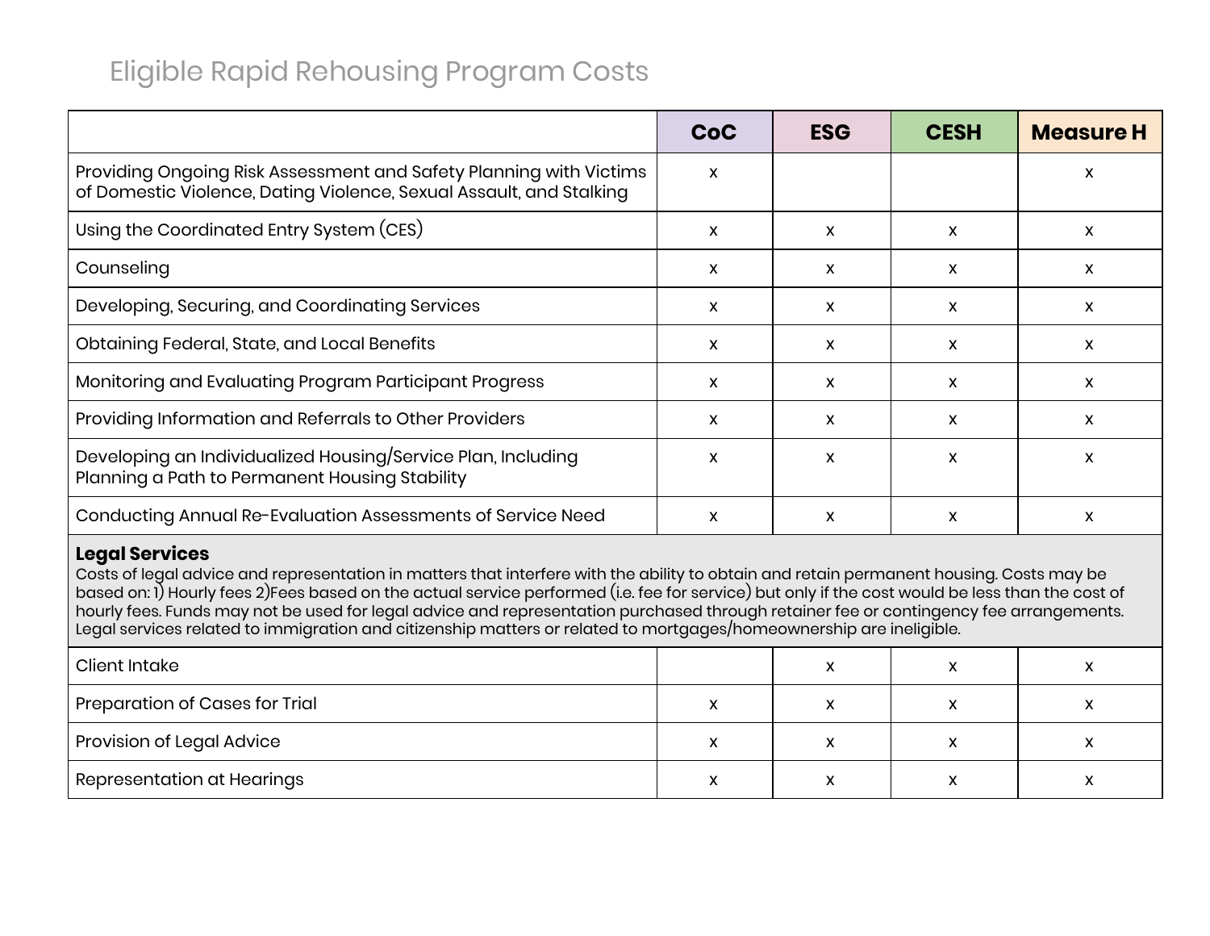## Eligible Rapid Rehousing Program Costs

| | CoC | ESG | CESH | Measure H |
|---|---|---|---|---|
| Providing Ongoing Risk Assessment and Safety Planning with Victims of Domestic Violence, Dating Violence, Sexual Assault, and Stalking | x | | | x |
| Using the Coordinated Entry System (CES) | x | x | x | x |
| Counseling | x | x | x | x |
| Developing, Securing, and Coordinating Services | x | x | x | x |
| Obtaining Federal, State, and Local Benefits | x | x | x | x |
| Monitoring and Evaluating Program Participant Progress | x | x | x | x |
| Providing Information and Referrals to Other Providers | x | x | x | x |
| Developing an Individualized Housing/Service Plan, Including Planning a Path to Permanent Housing Stability | x | x | x | x |
| Conducting Annual Re-Evaluation Assessments of Service Need | x | x | x | x |
| **Legal Services** Costs of legal advice and representation in matters that interfere with the ability to obtain and retain permanent housing. Costs may be based on: 1) Hourly fees 2)Fees based on the actual service performed (i.e. fee for service) but only if the cost would be less than the cost of hourly fees. Funds may not be used for legal advice and representation purchased through retainer fee or contingency fee arrangements. Legal services related to immigration and citizenship matters or related to mortgages/homeownership are ineligible. | | | | |
| Client Intake | | x | x | x |
| Preparation of Cases for Trial | x | x | x | x |
| Provision of Legal Advice | x | x | x | x |
| Representation at Hearings | x | x | x | x |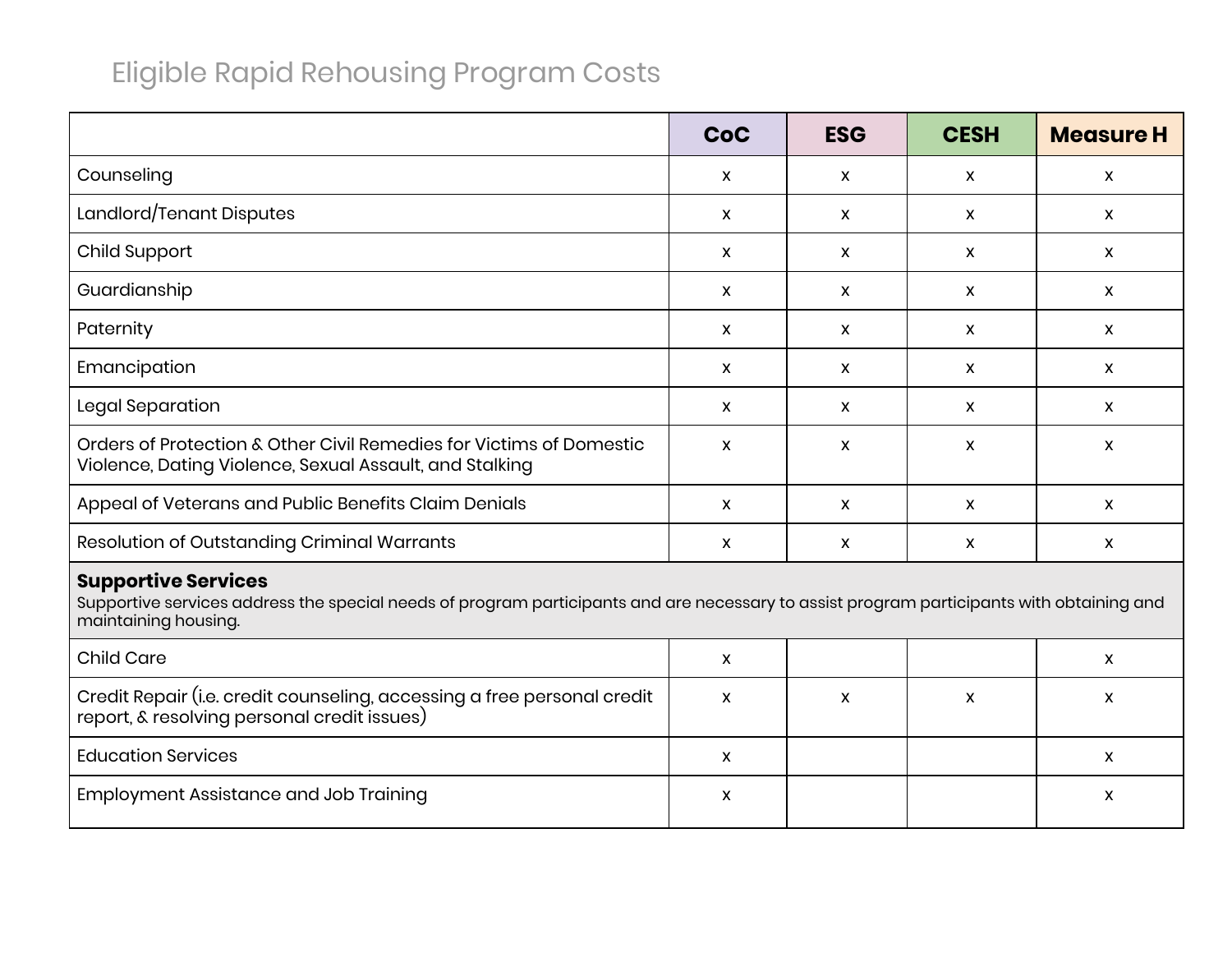# Eligible Rapid Rehousing Program Costs

| | CoC | ESG | CESH | Measure H |
|---|---|---|---|---|
| Counseling | x | x | x | x |
| Landlord/Tenant Disputes | x | x | x | x |
| Child Support | x | x | x | x |
| Guardianship | x | x | x | x |
| Paternity | x | x | x | x |
| Emancipation | x | x | x | x |
| Legal Separation | x | x | x | x |
| Orders of Protection & Other Civil Remedies for Victims of Domestic Violence, Dating Violence, Sexual Assault, and Stalking | x | x | x | x |
| Appeal of Veterans and Public Benefits Claim Denials | x | x | x | x |
| Resolution of Outstanding Criminal Warrants | x | x | x | x |
| **Supportive Services** Supportive services address the special needs of program participants and are necessary to assist program participants with obtaining and maintaining housing. | | | | |
| Child Care | x | | | x |
| Credit Repair (i.e. credit counseling, accessing a free personal credit report, & resolving personal credit issues) | x | x | x | x |
| Education Services | x | | | x |
| Employment Assistance and Job Training | x | | | x |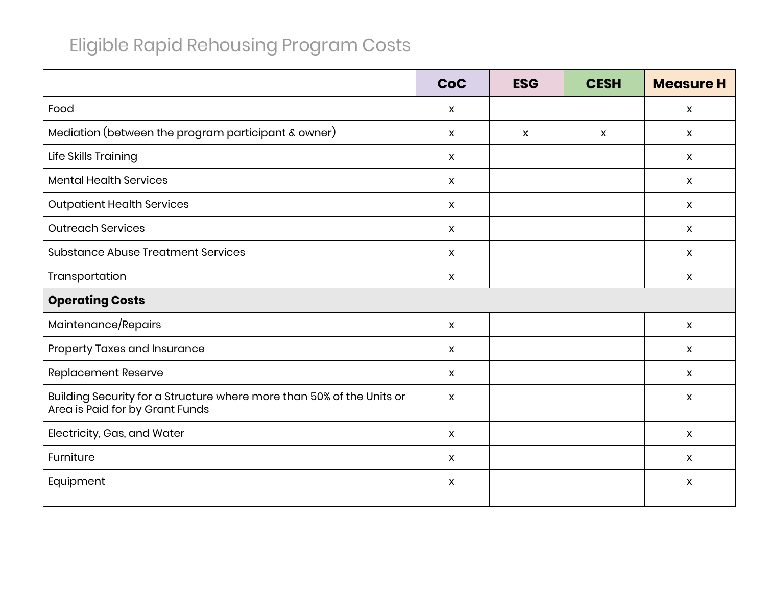## Eligible Rapid Rehousing Program Costs

| | CoC | ESG | CESH | Measure H |
|---|---|---|---|---|
| Food | x | | | x |
| Mediation (between the program participant & owner) | x | x | x | x |
| Life Skills Training | x | | | x |
| Mental Health Services | x | | | x |
| Outpatient Health Services | x | | | x |
| Outreach Services | x | | | x |
| Substance Abuse Treatment Services | x | | | x |
| Transportation | x | | | x |
| **Operating Costs** | | | | |
| Maintenance/Repairs | x | | | x |
| Property Taxes and Insurance | x | | | x |
| Replacement Reserve | x | | | x |
| Building Security for a Structure where more than 50% of the Units or Area is Paid for by Grant Funds | x | | | x |
| Electricity, Gas, and Water | x | | | x |
| Furniture | x | | | x |
| Equipment | x | | | x |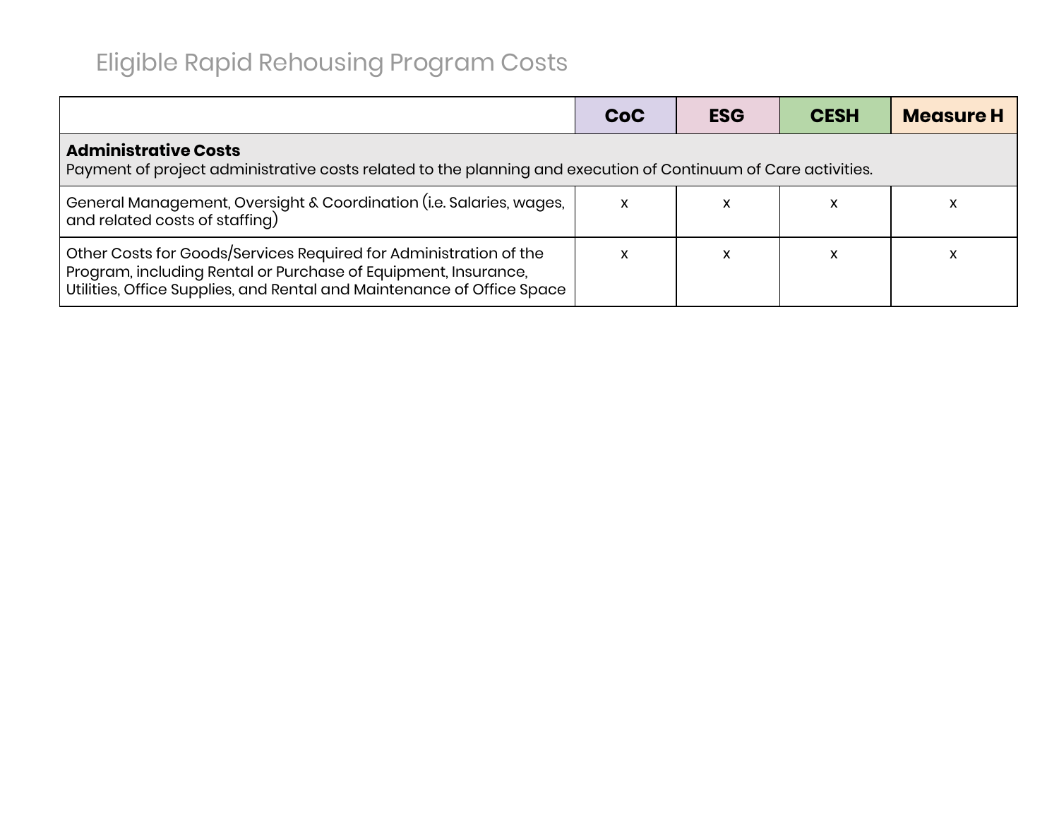## Eligible Rapid Rehousing Program Costs

| | CoC | ESG | CESH | Measure H |
|---|---|---|---|---|
| **Administrative Costs**<br>Payment of project administrative costs related to the planning and execution of Continuum of Care activities. | | | | |
| General Management, Oversight & Coordination (i.e. Salaries, wages, and related costs of staffing) | x | x | x | x |
| Other Costs for Goods/Services Required for Administration of the Program, including Rental or Purchase of Equipment, Insurance, Utilities, Office Supplies, and Rental and Maintenance of Office Space | x | x | x | x |